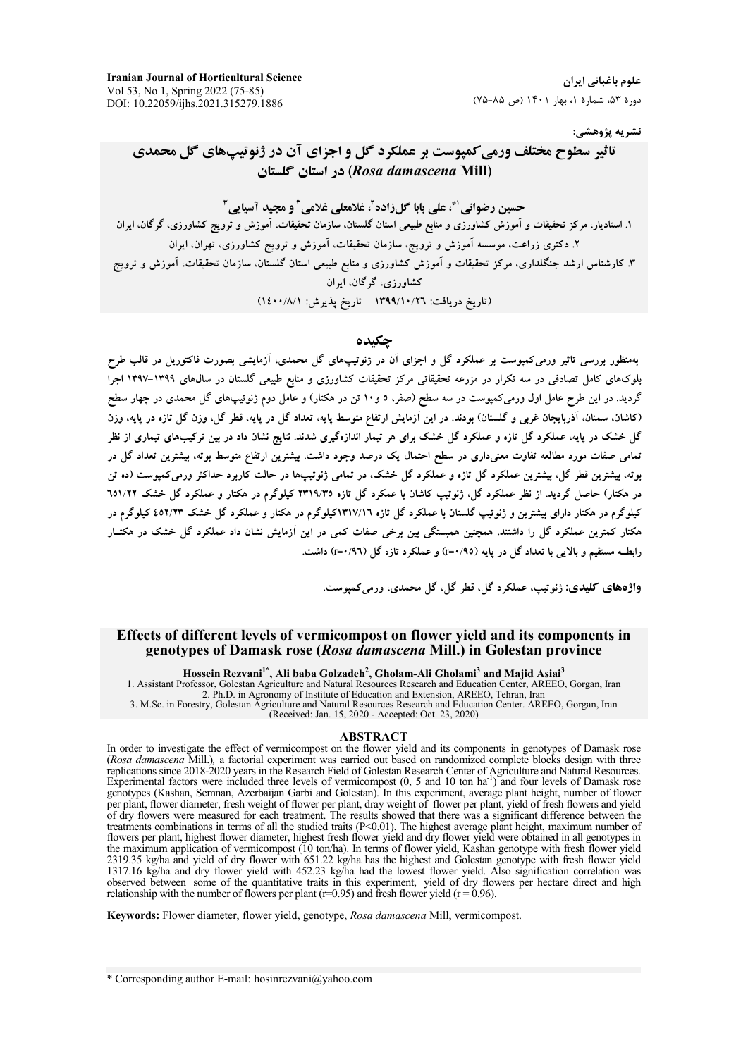نشریه پژوهشی:

# تاثیر سطوح مختلف ورمی‌کمپوست بر عملکرد گل و اجزای آن در ژنوتیپ‌های گل محمدی (*Rosa damascena* Mill) در استان گلستان

**حسین رضوانی[1*]، علی بابا گل‌زاده[2]، غلامعلی غلامی[3] و مجید آسیایی[3]**

۱. استادیار، مرکز تحقیقات و آموزش کشاورزی و منابع طبیعی استان گلستان، سازمان تحقیقات، آموزش و ترویج کشاورزی، گرگان، ایران

۲. دکتری زراعت، موسسه آموزش و ترویج، سازمان تحقیقات، آموزش و ترویج کشاورزی، تهران، ایران

۳. کارشناس ارشد جنگلداری، مرکز تحقیقات و آموزش کشاورزی و منابع طبیعی استان گلستان، سازمان تحقیقات، آموزش و ترویج کشاورزی، گرگان، ایران

(تاریخ دریافت: ۱۳۹۹/۱۰/۲۶ - تاریخ پذیرش: ۱۴۰۰/۸/۱)

## چکیده

به‌منظور بررسی تاثیر ورمی‌کمپوست بر عملکرد گل و اجزای آن در ژنوتیپ‌های گل محمدی، آزمایشی بصورت فاکتوریل در قالب طرح بلوک‌های کامل تصادفی در سه تکرار در مزرعه تحقیقاتی مرکز تحقیقات کشاورزی و منابع طبیعی گلستان در سال‌های ۱۳۹۹-۱۳۹۷ اجرا گردید. در این طرح عامل اول ورمی‌کمپوست در سه سطح (صفر، ۵ و ۱۰ تن در هکتار) و عامل دوم ژنوتیپ‌های گل محمدی در چهار سطح (کاشان، سمنان، آذربایجان غربی و گلستان) بودند. در این آزمایش ارتفاع متوسط پایه، تعداد گل در پایه، قطر گل، وزن گل تازه در پایه، وزن گل خشک در پایه، عملکرد گل تازه و عملکرد گل خشک برای هر تیمار اندازه‌گیری شدند. نتایج نشان داد در بین ترکیب‌های تیماری از نظر تمامی صفات مورد مطالعه تفاوت معنی‌داری در سطح احتمال یک درصد وجود داشت. بیشترین ارتفاع متوسط بوته، بیشترین تعداد گل در بوته، بیشترین قطر گل، بیشترین عملکرد گل تازه و عملکرد گل خشک، در تمامی ژنوتیپ‌ها در حالت کاربرد حداکثر ورمی‌کمپوست (ده تن در هکتار) حاصل گردید. از نظر عملکرد گل، ژنوتیپ کاشان با عمکرد گل تازه ۲۳۱۹/۳۵ کیلوگرم در هکتار و عملکرد گل خشک ۶۵۱/۲۲ کیلوگرم در هکتار دارای بیشترین و ژنوتیپ گلستان با عملکرد گل تازه ۱۳۱۷/۱۶کیلوگرم در هکتار و عملکرد گل خشک ۴۵۲/۲۳ کیلوگرم در هکتار کمترین عملکرد گل را داشتند. همچنین همبستگی بین برخی صفات کمی در این آزمایش نشان داد عملکرد گل خشک در هکتار رابطه مستقیم و بالایی با تعداد گل در پایه (r=۰/۹۵) و عملکرد تازه گل (r=۰/۹۶) داشت.

**واژه‌های کلیدی:** ژنوتیپ، عملکرد گل، قطر گل، گل محمدی، ورمی‌کمپوست.

# Effects of different levels of vermicompost on flower yield and its components in genotypes of Damask rose (*Rosa damascena* Mill.) in Golestan province

**Hossein Rezvani[1*], Ali baba Golzadeh[2], Gholam-Ali Gholami[3] and Majid Asiai[3]**

1. Assistant Professor, Golestan Agriculture and Natural Resources Research and Education Center, AREEO, Gorgan, Iran
2. Ph.D. in Agronomy of Institute of Education and Extension, AREEO, Tehran, Iran
3. M.Sc. in Forestry, Golestan Agriculture and Natural Resources Research and Education Center. AREEO, Gorgan, Iran

(Received: Jan. 15, 2020 - Accepted: Oct. 23, 2020)

## ABSTRACT

In order to investigate the effect of vermicompost on the flower yield and its components in genotypes of Damask rose (*Rosa damascena* Mill.), a factorial experiment was carried out based on randomized complete blocks design with three replications since 2018-2020 years in the Research Field of Golestan Research Center of Agriculture and Natural Resources. Experimental factors were included three levels of vermicompost (0, 5 and 10 ton ha$^{-1}$) and four levels of Damask rose genotypes (Kashan, Semnan, Azerbaijan Garbi and Golestan). In this experiment, average plant height, number of flower per plant, flower diameter, fresh weight of flower per plant, dray weight of flower per plant, yield of fresh flowers and yield of dry flowers were measured for each treatment. The results showed that there was a significant difference between the treatments combinations in terms of all the studied traits (P<0.01). The highest average plant height, maximum number of flowers per plant, highest flower diameter, highest fresh flower yield and dry flower yield were obtained in all genotypes in the maximum application of vermicompost (10 ton/ha). In terms of flower yield, Kashan genotype with fresh flower yield 2319.35 kg/ha and yield of dry flower with 651.22 kg/ha has the highest and Golestan genotype with fresh flower yield 1317.16 kg/ha and dry flower yield with 452.23 kg/ha had the lowest flower yield. Also signification correlation was observed between some of the quantitative traits in this experiment, yield of dry flowers per hectare direct and high relationship with the number of flowers per plant (r=0.95) and fresh flower yield (r = 0.96).

**Keywords:** Flower diameter, flower yield, genotype, *Rosa damascena* Mill, vermicompost.

\* Corresponding author E-mail: hosinrezvani@yahoo.com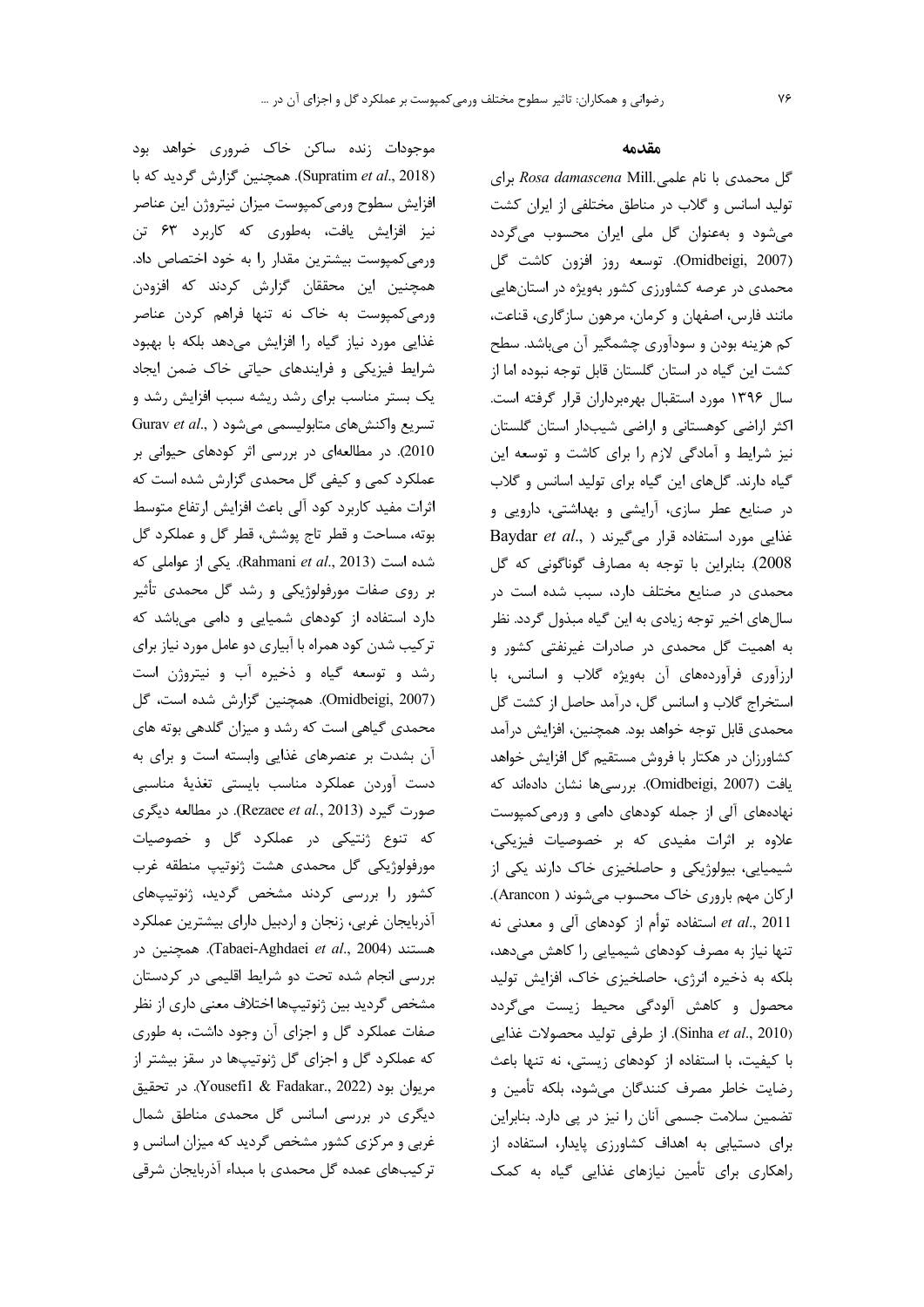## مقدمه

گل محمدی با نام علمی *Rosa damascena* Mill. برای تولید اسانس و گلاب در مناطق مختلفی از ایران کشت می‌شود و به‌عنوان گل ملی ایران محسوب می‌گردد (Omidbeigi, 2007). توسعه روز افزون کاشت گل محمدی در عرصه کشاورزی کشور به‌ویژه در استان‌هایی مانند فارس، اصفهان و کرمان، مرهون سازگاری، قناعت، کم هزینه بودن و سودآوری چشمگیر آن می‌باشد. سطح کشت این گیاه در استان گلستان قابل توجه نبوده اما از سال ۱۳۹۶ مورد استقبال بهره‌برداران قرار گرفته است. اکثر اراضی کوهستانی و اراضی شیب‌دار استان گلستان نیز شرایط و آمادگی لازم را برای کاشت و توسعه این گیاه دارند. گل‌های این گیاه برای تولید اسانس و گلاب در صنایع عطر سازی، آرایشی و بهداشتی، دارویی و غذایی مورد استفاده قرار می‌گیرند (Baydar *et al.*, 2008). بنابراین با توجه به مصارف گوناگونی که گل محمدی در صنایع مختلف دارد، سبب شده است در سال‌های اخیر توجه زیادی به این گیاه مبذول گردد. نظر به اهمیت گل محمدی در صادرات غیرنفتی کشور و ارزآوری فرآورده‌های آن به‌ویژه گلاب و اسانس، با استخراج گلاب و اسانس گل، درآمد حاصل از کشت گل محمدی قابل توجه خواهد بود. همچنین، افزایش درآمد کشاورزان در هکتار با فروش مستقیم گل افزایش خواهد یافت (Omidbeigi, 2007). بررسی‌ها نشان داده‌اند که نهاده‌های آلی از جمله کودهای دامی و ورمی‌کمپوست علاوه بر اثرات مفیدی که بر خصوصیات فیزیکی، شیمیایی، بیولوژیکی و حاصلخیزی خاک دارند یکی از ارکان مهم باروری خاک محسوب می‌شوند (Arancon *et al.*, 2011). استفاده توأم از کودهای آلی و معدنی نه تنها نیاز به مصرف کودهای شیمیایی را کاهش می‌دهد، بلکه به ذخیره انرژی، حاصلخیزی خاک، افزایش تولید محصول و کاهش آلودگی محیط زیست می‌گردد (Sinha *et al.*, 2010). از طرفی تولید محصولات غذایی با کیفیت، با استفاده از کودهای زیستی، نه تنها باعث رضایت خاطر مصرف کنندگان می‌شود، بلکه تأمین و تضمین سلامت جسمی آنان را نیز در پی دارد. بنابراین برای دستیابی به اهداف کشاورزی پایدار، استفاده از راهکاری برای تأمین نیازهای غذایی گیاه به کمک موجودات زنده ساکن خاک ضروری خواهد بود (Supratim *et al.*, 2018). همچنین گزارش گردید که با افزایش سطوح ورمی‌کمپوست میزان نیتروژن این عناصر نیز افزایش یافت، به‌طوری که کاربرد ۶۳ تن ورمی‌کمپوست بیشترین مقدار را به خود اختصاص داد. همچنین این محققان گزارش کردند که افزودن ورمی‌کمپوست به خاک نه تنها فراهم کردن عناصر غذایی مورد نیاز گیاه را افزایش می‌دهد بلکه با بهبود شرایط فیزیکی و فرایندهای حیاتی خاک ضمن ایجاد یک بستر مناسب برای رشد ریشه سبب افزایش رشد و تسریع واکنش‌های متابولیسمی می‌شود (Gurav *et al.*, 2010). در مطالعه‌ای در بررسی اثر کودهای حیوانی بر عملکرد کمی و کیفی گل محمدی گزارش شده است که اثرات مفید کاربرد کود آلی باعث افزایش ارتفاع متوسط بوته، مساحت و قطر تاج پوشش، قطر گل و عملکرد گل شده است (Rahmani *et al.*, 2013). یکی از عواملی که بر روی صفات مورفولوژیکی و رشد گل محمدی تأثیر دارد استفاده از کودهای شیمیایی و دامی می‌باشد که ترکیب شدن کود همراه با آبیاری دو عامل مورد نیاز برای رشد و توسعه گیاه و ذخیره آب و نیتروژن است (Omidbeigi, 2007). همچنین گزارش شده است، گل محمدی گیاهی است که رشد و میزان گلدهی بوته های آن بشدت بر عنصرهای غذایی وابسته است و برای به دست آوردن عملکرد مناسب بایستی تغذیهٔ مناسبی صورت گیرد (Rezaee *et al.*, 2013). در مطالعه دیگری که تنوع ژنتیکی در عملکرد گل و خصوصیات مورفولوژیکی گل محمدی هشت ژنوتیپ منطقه غرب کشور را بررسی کردند مشخص گردید، ژنوتیپ‌های آذربایجان غربی، زنجان و اردبیل دارای بیشترین عملکرد هستند (Tabaei-Aghdaei *et al.*, 2004). همچنین در بررسی انجام شده تحت دو شرایط اقلیمی در کردستان مشخص گردید بین ژنوتیپ‌ها اختلاف معنی داری از نظر صفات عملکرد گل و اجزای آن وجود داشت، به طوری که عملکرد گل و اجزای گل ژنوتیپ‌ها در سقز بیشتر از مریوان بود (Yousefi1 & Fadakar., 2022). در تحقیق دیگری در بررسی اسانس گل محمدی مناطق شمال غربی و مرکزی کشور مشخص گردید که میزان اسانس و ترکیب‌های عمده گل محمدی با مبداء آذربایجان شرقی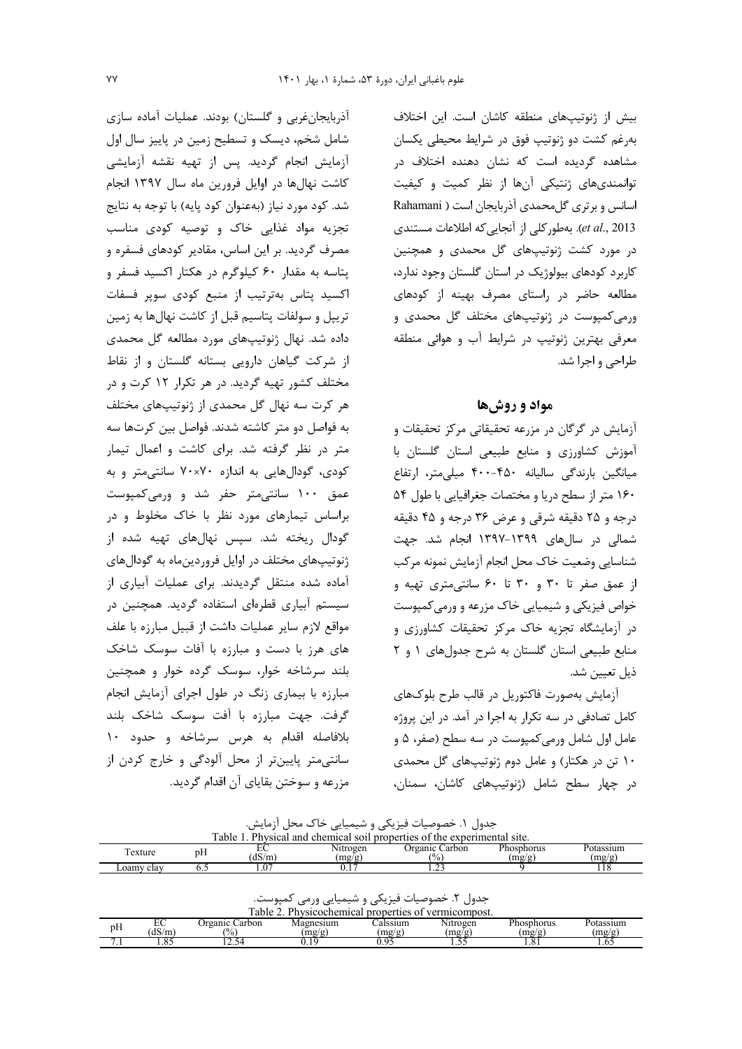بیش از ژنوتیپ‌های منطقه کاشان است. این اختلاف به‌رغم کشت دو ژنوتیپ فوق در شرایط محیطی یکسان مشاهده گردیده است که نشان دهنده اختلاف در توانمندی‌های ژنتیکی آن‌ها از نظر کمیت و کیفیت اسانس و برتری گل‌محمدی آذربایجان است (Rahamani *et al.*, 2013). به‌طورکلی از آنجایی‌که اطلاعات مستندی در مورد کشت ژنوتیپ‌های گل محمدی و همچنین کاربرد کودهای بیولوژیک در استان گلستان وجود ندارد، مطالعه حاضر در راستای مصرف بهینه از کودهای ورمی‌کمپوست در ژنوتیپ‌های مختلف گل محمدی و معرفی بهترین ژنوتیپ در شرایط آب و هوائی منطقه طراحی و اجرا شد.

## مواد و روش‌ها

آزمایش در گرگان در مزرعه تحقیقاتی مرکز تحقیقات و آموزش کشاورزی و منابع طبیعی استان گلستان با میانگین بارندگی سالیانه ۴۵۰-۴۰۰ میلی‌متر، ارتفاع ۱۶۰ متر از سطح دریا و مختصات جغرافیایی با طول ۵۴ درجه و ۲۵ دقیقه شرقی و عرض ۳۶ درجه و ۴۵ دقیقه شمالی در سال‌های ۱۳۹۹-۱۳۹۷ انجام شد. جهت شناسایی وضعیت خاک محل انجام آزمایش نمونه مرکب از عمق صفر تا ۳۰ و ۳۰ تا ۶۰ سانتی‌متری تهیه و خواص فیزیکی و شیمیایی خاک مزرعه و ورمی‌کمپوست در آزمایشگاه تجزیه خاک مرکز تحقیقات کشاورزی و منابع طبیعی استان گلستان به شرح جدول‌های ۱ و ۲ ذیل تعیین شد.

آزمایش به‌صورت فاکتوریل در قالب طرح بلوک‌های کامل تصادفی در سه تکرار به اجرا در آمد. در این پروژه عامل اول شامل ورمی‌کمپوست در سه سطح (صفر، ۵ و ۱۰ تن در هکتار) و عامل دوم ژنوتیپ‌های گل محمدی در چهار سطح شامل (ژنوتیپ‌های کاشان، سمنان، آذربایجان‌غربی و گلستان) بودند. عملیات آماده سازی شامل شخم، دیسک و تسطیح زمین در پاییز سال اول آزمایش انجام گردید. پس از تهیه نقشه آزمایشی کاشت نهال‌ها در اوایل فرورین ماه سال ۱۳۹۷ انجام شد. کود مورد نیاز (به‌عنوان کود پایه) با توجه به نتایج تجزیه مواد غذایی خاک و توصیه کودی مناسب مصرف گردید. بر این اساس، مقادیر کودهای فسفره و پتاسه به مقدار ۶۰ کیلوگرم در هکتار اکسید فسفر و اکسید پتاس به‌ترتیب از منبع کودی سوپر فسفات تریپل و سولفات پتاسیم قبل از کاشت نهال‌ها به زمین داده شد. نهال ژنوتیپ‌های مورد مطالعه گل محمدی از شرکت گیاهان دارویی بستانه گلستان و از نقاط مختلف کشور تهیه گردید. در هر تکرار ۱۲ کرت و در هر کرت سه نهال گل محمدی از ژنوتیپ‌های مختلف به فواصل دو متر کاشته شدند. فواصل بین کرت‌ها سه متر در نظر گرفته شد. برای کاشت و اعمال تیمار کودی، گودال‌هایی به اندازه ۷۰×۷۰ سانتی‌متر و به عمق ۱۰۰ سانتی‌متر حفر شد و ورمی‌کمپوست براساس تیمارهای مورد نظر با خاک مخلوط و در گودال ریخته شد. سپس نهال‌های تهیه شده از ژنوتیپ‌های مختلف در اوایل فروردین‌ماه به گودال‌های آماده شده منتقل گردیدند. برای عملیات آبیاری از سیستم آبیاری قطره‌ای استفاده گردید. همچنین در مواقع لازم سایر عملیات داشت از قبیل مبارزه با علف های هرز با دست و مبارزه با آفات سوسک شاخک بلند سرشاخه خوار، سوسک گرده خوار و همچنین مبارزه با بیماری زنگ در طول اجرای آزمایش انجام گرفت. جهت مبارزه با آفت سوسک شاخک بلند بلافاصله اقدام به هرس سرشاخه و حدود ۱۰ سانتی‌متر پایین‌تر از محل آلودگی و خارج کردن از مزرعه و سوختن بقایای آن اقدام گردید.

جدول ۱. خصوصیات فیزیکی و شیمیایی خاک محل آزمایش.

Table 1. Physical and chemical soil properties of the experimental site.

| Texture | pH | EC (dS/m) | Nitrogen (mg/g) | Organic Carbon (%) | Phosphorus (mg/g) | Potassium (mg/g) |
|---|---|---|---|---|---|---|
| Loamy clay | 6.5 | 1.07 | 0.17 | 1.23 | 9 | 118 |

جدول ۲. خصوصیات فیزیکی و شیمیایی ورمی کمپوست.

Table 2. Physicochemical properties of vermicompost.

| pH | EC (dS/m) | Organic Carbon (%) | Magnesium (mg/g) | Calssium (mg/g) | Nitrogen (mg/g) | Phosphorus (mg/g) | Potassium (mg/g) |
|---|---|---|---|---|---|---|---|
| 7.1 | 1.85 | 12.54 | 0.19 | 0.95 | 1.55 | 1.81 | 1.65 |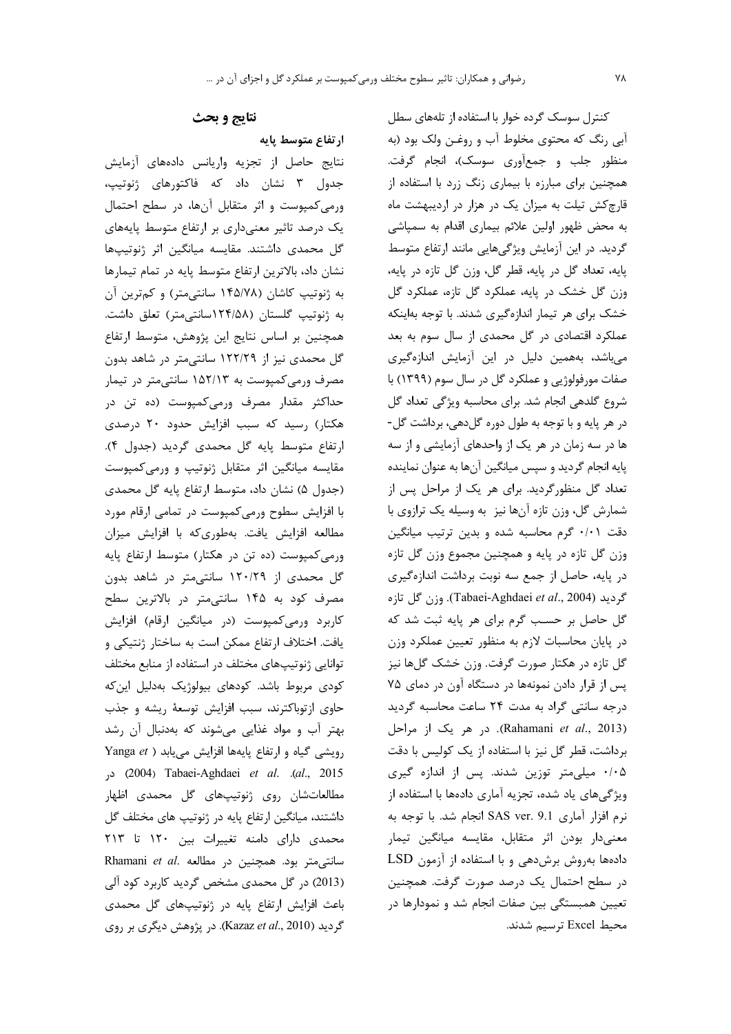کنترل سوسک گرده خوار با استفاده از تله‌های سطل آبی رنگ که محتوی مخلوط آب و روغـن ولک بود (به منظور جلب و جمع‌آوری سوسک)، انجام گرفت. همچنین برای مبارزه با بیماری زنگ زرد با استفاده از قارچ‌کش تیلت به میزان یک در هزار در اردیبهشت ماه به محض ظهور اولین علائم بیماری اقدام به سمپاشی گردید. در این آزمایش ویژگی‌هایی مانند ارتفاع متوسط پایه، تعداد گل در پایه، قطر گل، وزن گل تازه در پایه، وزن گل خشک در پایه، عملکرد گل تازه، عملکرد گل خشک برای هر تیمار اندازه‌گیری شدند. با توجه به‌اینکه عملکرد اقتصادی در گل محمدی از سال سوم به بعد می‌باشد، به‌همین دلیل در این آزمایش اندازه‌گیری صفات مورفولوژیی و عملکرد گل در سال سوم (۱۳۹۹) با شروع گلدهی انجام شد. برای محاسبه ویژگی تعداد گل در هر پایه و با توجه به طول دوره گل‌دهی، برداشت گل‌ها در سه زمان در هر یک از واحدهای آزمایشی و از سه پایه انجام گردید و سپس میانگین آن‌ها به عنوان نماینده تعداد گل منظورگردید. برای هر یک از مراحل پس از شمارش گل، وزن تازه آن‌ها نیز به وسیله یک ترازوی با دقت ۰/۰۱ گرم محاسبه شده و بدین ترتیب میانگین وزن گل تازه در پایه و همچنین مجموع وزن گل تازه در پایه، حاصل از جمع سه نوبت برداشت اندازه‌گیری گردید (Tabaei-Aghdaei *et al*., 2004). وزن گل تازه گل حاصل بر حسـب گرم برای هر پایه ثبت شد که در پایان محاسبات لازم به منظور تعیین عملکرد وزن گل تازه در هکتار صورت گرفت. وزن خشک گل‌ها نیز پس از قرار دادن نمونه‌ها در دستگاه آون در دمای ۷۵ درجه سانتی گراد به مدت ۲۴ ساعت محاسبه گردید (Rahamani *et al*., 2013). در هر یک از مراحل برداشت، قطر گل نیز با استفاده از یک کولیس با دقت ۰/۰۵ میلی‌متر توزین شدند. پس از اندازه گیری ویژگی‌های یاد شده، تجزیه آماری داده‌ها با استفاده از نرم افزار آماری SAS ver. 9.1 انجام شد. با توجه به معنی‌دار بودن اثر متقابل، مقایسه میانگین تیمار داده‌ها به‌روش برش‌دهی و با استفاده از آزمون LSD در سطح احتمال یک درصد صورت گرفت. همچنین تعیین همبستگی بین صفات انجام شد و نمودارها در محیط Excel ترسیم شدند.

## نتایج و بحث

### ارتفاع متوسط پایه

نتایج حاصل از تجزیه واریانس داده‌های آزمایش جدول ۳ نشان داد که فاکتورهای ژنوتیپ، ورمی‌کمپوست و اثر متقابل آن‌ها، در سطح احتمال یک درصد تاثیر معنی‌داری بر ارتفاع متوسط پایه‌های گل محمدی داشتند. مقایسه میانگین اثر ژنوتیپ‌ها نشان داد، بالاترین ارتفاع متوسط پایه در تمام تیمارها به ژنوتیپ کاشان (۱۴۵/۷۸ سانتی‌متر) و کم‌ترین آن به ژنوتیپ گلستان (۱۲۴/۵۸سانتی‌متر) تعلق داشت. همچنین بر اساس نتایج این پژوهش، متوسط ارتفاع گل محمدی نیز از ۱۲۲/۲۹ سانتی‌متر در شاهد بدون مصرف ورمی‌کمپوست به ۱۵۲/۱۳ سانتی‌متر در تیمار حداکثر مقدار مصرف ورمی‌کمپوست (ده تن در هکتار) رسید که سبب افزایش حدود ۲۰ درصدی ارتفاع متوسط پایه گل محمدی گردید (جدول ۴). مقایسه میانگین اثر متقابل ژنوتیپ و ورمی‌کمپوست (جدول ۵) نشان داد، متوسط ارتفاع پایه گل محمدی با افزایش سطوح ورمی‌کمپوست در تمامی ارقام مورد مطالعه افزایش یافت. به‌طوری‌که با افزایش میزان ورمی‌کمپوست (ده تن در هکتار) متوسط ارتفاع پایه گل محمدی از ۱۲۰/۲۹ سانتی‌متر در شاهد بدون مصرف کود به ۱۴۵ سانتی‌متر در بالاترین سطح کاربرد ورمی‌کمپوست (در میانگین ارقام) افزایش یافت. اختلاف ارتفاع ممکن است به ساختار ژنتیکی و توانایی ژنوتیپ‌های مختلف در استفاده از منابع مختلف کودی مربوط باشد. کودهای بیولوژیک به‌دلیل این‌که حاوی ازتوباکترند، سبب افزایش توسعهٔ ریشه و جذب بهتر آب و مواد غذایی می‌شوند که به‌دنبال آن رشد رویشی گیاه و ارتفاع پایه‌ها افزایش می‌یابد (Yanga *et al*., 2015). Tabaei-Aghdaei *et al*. (2004) در مطالعاتشان روی ژنوتیپ‌های گل محمدی اظهار داشتند، میانگین ارتفاع پایه در ژنوتیپ های مختلف گل محمدی دارای دامنه تغییرات بین ۱۲۰ تا ۲۱۳ سانتی‌متر بود. همچنین در مطالعه Rhamani *et al*. (2013) در گل محمدی مشخص گردید کاربرد کود آلی باعث افزایش ارتفاع پایه در ژنوتیپ‌های گل محمدی گردید (Kazaz *et al*., 2010). در پژوهش دیگری بر روی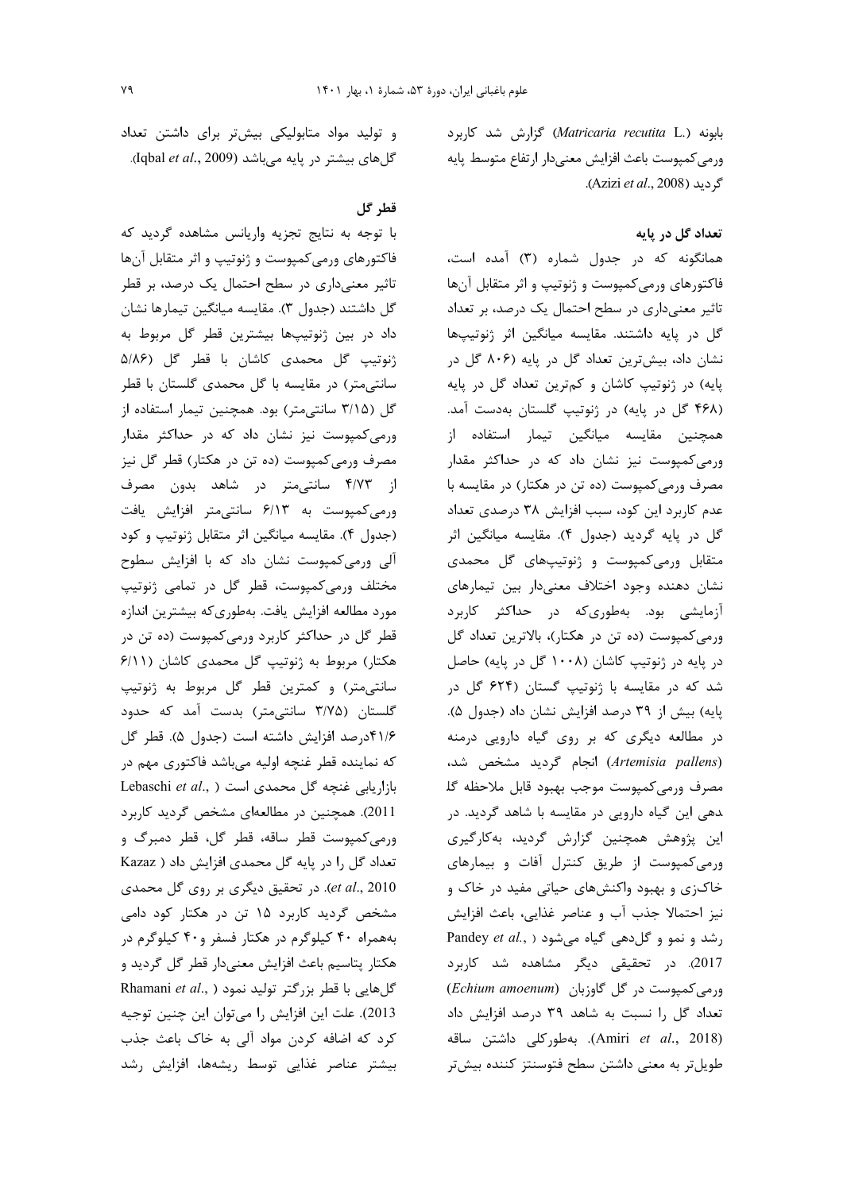بابونه (*Matricaria recutita* L.) گزارش شد کاربرد ورمی‌کمپوست باعث افزایش معنی‌دار ارتفاع متوسط پایه گردید (Azizi *et al*., 2008).

### تعداد گل در پایه

همانگونه که در جدول شماره (۳) آمده است، فاکتورهای ورمی‌کمپوست و ژنوتیپ و اثر متقابل آن‌ها تاثیر معنی‌داری در سطح احتمال یک درصد، بر تعداد گل در پایه داشتند. مقایسه میانگین اثر ژنوتیپ‌ها نشان داد، بیش‌ترین تعداد گل در پایه (۸۰۶ گل در پایه) در ژنوتیپ کاشان و کم‌ترین تعداد گل در پایه (۴۶۸ گل در پایه) در ژنوتیپ گلستان به‌دست آمد. همچنین مقایسه میانگین تیمار استفاده از ورمی‌کمپوست نیز نشان داد که در حداکثر مقدار مصرف ورمی‌کمپوست (ده تن در هکتار) در مقایسه با عدم کاربرد این کود، سبب افزایش ۳۸ درصدی تعداد گل در پایه گردید (جدول ۴). مقایسه میانگین اثر متقابل ورمی‌کمپوست و ژنوتیپ‌های گل محمدی نشان دهنده وجود اختلاف معنی‌دار بین تیمارهای آزمایشی بود. به‌طوری‌که در حداکثر کاربرد ورمی‌کمپوست (ده تن در هکتار)، بالاترین تعداد گل در پایه در ژنوتیپ کاشان (۱۰۰۸ گل در پایه) حاصل شد که در مقایسه با ژنوتیپ گستان (۶۲۴ گل در پایه) بیش از ۳۹ درصد افزایش نشان داد (جدول ۵). در مطالعه دیگری که بر روی گیاه دارویی درمنه (*Artemisia pallens*) انجام گردید مشخص شد، مصرف ورمی‌کمپوست موجب بهبود قابل ملاحظه گلدهی این گیاه دارویی در مقایسه با شاهد گردید. در این پژوهش همچنین گزارش گردید، به‌کارگیری ورمی‌کمپوست از طریق کنترل آفات و بیماری‌های خاک‌زی و بهبود واکنش‌های حیاتی مفید در خاک و نیز احتمالا جذب آب و عناصر غذایی، باعث افزایش رشد و نمو و گل‌دهی گیاه می‌شود (Pandey *et al*., 2017). در تحقیقی دیگر مشاهده شد کاربرد ورمی‌کمپوست در گل گاوزبان (*Echium amoenum*) تعداد گل را نسبت به شاهد ۳۹ درصد افزایش داد (Amiri *et al*., 2018). به‌طورکلی داشتن ساقه طویل‌تر به معنی داشتن سطح فتوسنتز کننده بیش‌تر و تولید مواد متابولیکی بیش‌تر برای داشتن تعداد گل‌های بیشتر در پایه می‌باشد (Iqbal *et al*., 2009).

### قطر گل

با توجه به نتایج تجزیه واریانس مشاهده گردید که فاکتورهای ورمی‌کمپوست و ژنوتیپ و اثر متقابل آن‌ها تاثیر معنی‌داری در سطح احتمال یک درصد، بر قطر گل داشتند (جدول ۳). مقایسه میانگین تیمارها نشان داد در بین ژنوتیپ‌ها بیشترین قطر گل مربوط به ژنوتیپ گل محمدی کاشان با قطر گل (۵/۸۶ سانتی‌متر) در مقایسه با گل محمدی گلستان با قطر گل (۳/۱۵ سانتی‌متر) بود. همچنین تیمار استفاده از ورمی‌کمپوست نیز نشان داد که در حداکثر مقدار مصرف ورمی‌کمپوست (ده تن در هکتار) قطر گل نیز از ۴/۷۳ سانتی‌متر در شاهد بدون مصرف ورمی‌کمپوست به ۶/۱۳ سانتی‌متر افزایش یافت (جدول ۴). مقایسه میانگین اثر متقابل ژنوتیپ و کود آلی ورمی‌کمپوست نشان داد که با افزایش سطوح مختلف ورمی‌کمپوست، قطر گل در تمامی ژنوتیپ مورد مطالعه افزایش یافت. به‌طوری‌که بیشترین اندازه قطر گل در حداکثر کاربرد ورمی‌کمپوست (ده تن در هکتار) مربوط به ژنوتیپ گل محمدی کاشان (۶/۱۱ سانتی‌متر) و کمترین قطر گل مربوط به ژنوتیپ گلستان (۳/۷۵ سانتی‌متر) بدست آمد که حدود ۴۱/۶درصد افزایش داشته است (جدول ۵). قطر گل که نماینده قطر غنچه اولیه می‌باشد فاکتوری مهم در بازاریابی غنچه گل محمدی است (Lebaschi *et al*., 2011). همچنین در مطالعه‌ای مشخص گردید کاربرد ورمی‌کمپوست قطر ساقه، قطر گل، قطر دمبرگ و تعداد گل را در پایه گل محمدی افزایش داد (Kazaz *et al*., 2010). در تحقیق دیگری بر روی گل محمدی مشخص گردید کاربرد ۱۵ تن در هکتار کود دامی به‌همراه ۴۰ کیلوگرم در هکتار فسفر و۴۰ کیلوگرم در هکتار پتاسیم باعث افزایش معنی‌دار قطر گل گردید و گل‌هایی با قطر بزرگ‌تر تولید نمود (Rhamani *et al*., 2013). علت این افزایش را می‌توان این چنین توجیه کرد که اضافه کردن مواد آلی به خاک باعث جذب بیشتر عناصر غذایی توسط ریشه‌ها، افزایش رشد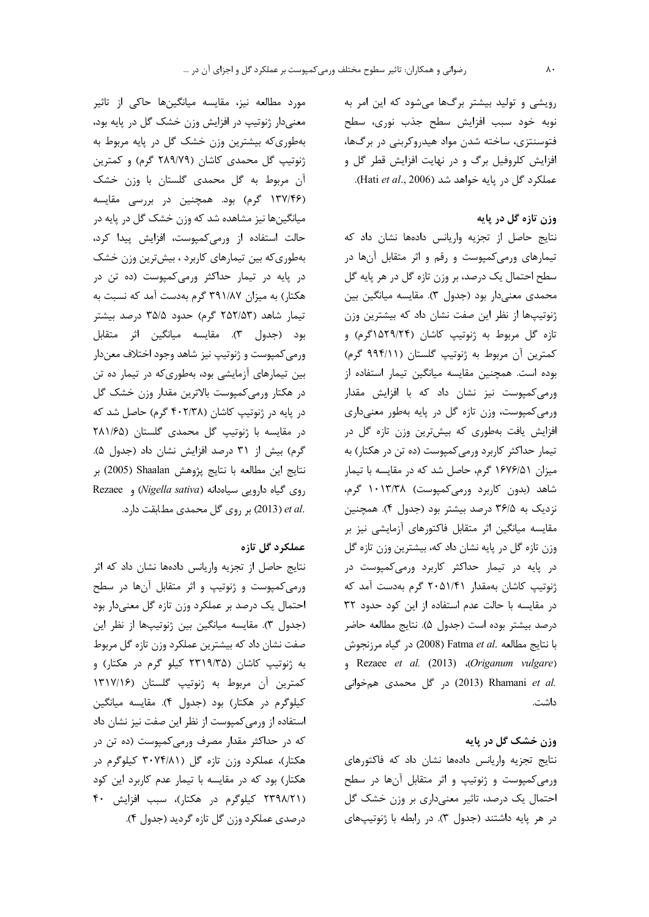رویشی و تولید بیشتر برگ‌ها می‌شود که این امر به نوبه خود سبب افزایش سطح جذب نوری، سطح فتوسنتزی، ساخته شدن مواد هیدروکربنی در برگ‌ها، افزایش کلروفیل برگ و در نهایت افزایش قطر گل و عملکرد گل در پایه خواهد شد (Hati *et al*., 2006).

### وزن تازه گل در پایه

نتایج حاصل از تجزیه واریانس داده‌ها نشان داد که تیمارهای ورمی‌کمپوست و رقم و اثر متقابل آن‌ها در سطح احتمال یک درصد، بر وزن تازه گل در هر پایه گل محمدی معنی‌دار بود (جدول ۳). مقایسه میانگین بین ژنوتیپ‌ها از نظر این صفت نشان داد که بیشترین وزن تازه گل مربوط به ژنوتیپ کاشان (۱۵۲۹/۲۴گرم) و کمترین آن مربوط به ژنوتیپ گلستان (۹۹۴/۱۱ گرم) بوده است. همچنین مقایسه میانگین تیمار استفاده از ورمی‌کمپوست نیز نشان داد که با افزایش مقدار ورمی‌کمپوست، وزن تازه گل در پایه به‌طور معنی‌داری افزایش یافت به‌طوری که بیش‌ترین وزن تازه گل در تیمار حداکثر کاربرد ورمی‌کمپوست (ده تن در هکتار) به میزان ۱۶۷۶/۵۱ گرم، حاصل شد که در مقایسه با تیمار شاهد (بدون کاربرد ورمی‌کمپوست) ۱۰۱۳/۳۸ گرم، نزدیک به ۳۶/۵ درصد بیشتر بود (جدول ۴). همچنین مقایسه میانگین اثر متقابل فاکتورهای آزمایشی نیز بر وزن تازه گل در پایه نشان داد که، بیشترین وزن تازه گل در پایه در تیمار حداکثر کاربرد ورمی‌کمپوست در ژنوتیپ کاشان به‌مقدار ۲۰۵۱/۴۱ گرم به‌دست آمد که در مقایسه با حالت عدم استفاده از این کود حدود ۳۲ درصد بیشتر بوده است (جدول ۵). نتایج مطالعه حاضر با نتایج مطالعه Fatma *et al*. (2008) در گیاه مرزنجوش (*Origanum vulgare*)، Rezaee *et al*. (2013) و Rhamani *et al*. (2013) در گل محمدی هم‌خوانی داشت.

### وزن خشک گل در پایه

نتایج تجزیه واریانس داده‌ها نشان داد که فاکتورهای ورمی‌کمپوست و ژنوتیپ و اثر متقابل آن‌ها در سطح احتمال یک درصد، تاثیر معنی‌داری بر وزن خشک گل در هر پایه داشتند (جدول ۳). در رابطه با ژنوتیپ‌های مورد مطالعه نیز، مقایسه میانگین‌ها حاکی از تاثیر معنی‌دار ژنوتیپ در افزایش وزن خشک گل در پایه بود، به‌طوری‌که بیشترین وزن خشک گل در پایه مربوط به ژنوتیپ گل محمدی کاشان (۲۸۹/۷۹ گرم) و کمترین آن مربوط به گل محمدی گلستان با وزن خشک (۱۳۷/۴۶ گرم) بود. همچنین در بررسی مقایسه میانگین‌ها نیز مشاهده شد که وزن خشک گل در پایه در حالت استفاده از ورمی‌کمپوست، افزایش پیدا کرد، به‌طوری‌که بین تیمارهای کاربرد ، بیش‌ترین وزن خشک در پایه در تیمار حداکثر ورمی‌کمپوست (ده تن در هکتار) به میزان ۳۹۱/۸۷ گرم به‌دست آمد که نسبت به تیمار شاهد (۲۵۲/۵۳ گرم) حدود ۳۵/۵ درصد بیشتر بود (جدول ۳). مقایسه میانگین اثر متقابل ورمی‌کمپوست و ژنوتیپ نیز شاهد وجود اختلاف معن‌دار بین تیمارهای آزمایشی بود، به‌طوری‌که در تیمار ده تن در هکتار ورمی‌کمپوست بالاترین مقدار وزن خشک گل در پایه در ژنوتیپ کاشان (۴۰۲/۳۸ گرم) حاصل شد که در مقایسه با ژنوتیپ گل محمدی گلستان (۲۸۱/۶۵ گرم) بیش از ۳۱ درصد افزایش نشان داد (جدول ۵). نتایج این مطالعه با نتایج پژوهش Shaalan (2005) بر روی گیاه دارویی سیاه‌دانه (*Nigella sativa*) و Rezaee *et al*. (2013) بر روی گل محمدی مطابقت دارد.

### عملکرد گل تازه

نتایج حاصل از تجزیه واریانس داده‌ها نشان داد که اثر ورمی‌کمپوست و ژنوتیپ و اثر متقابل آن‌ها در سطح احتمال یک درصد بر عملکرد وزن تازه گل معنی‌دار بود (جدول ۳). مقایسه میانگین بین ژنوتیپ‌ها از نظر این صفت نشان داد که بیشترین عملکرد وزن تازه گل مربوط به ژنوتیپ کاشان (۲۳۱۹/۳۵ کیلو گرم در هکتار) و کمترین آن مربوط به ژنوتیپ گلستان (۱۳۱۷/۱۶ کیلوگرم در هکتار) بود (جدول ۴). مقایسه میانگین استفاده از ورمی‌کمپوست از نظر این صفت نیز نشان داد که در حداکثر مقدار مصرف ورمی‌کمپوست (ده تن در هکتار)، عملکرد وزن تازه گل (۳۰۷۴/۸۱ کیلوگرم در هکتار) بود که در مقایسه با تیمار عدم کاربرد این کود (۲۳۹۸/۲۱ کیلوگرم در هکتار)، سبب افزایش ۴۰ درصدی عملکرد وزن گل تازه گردید (جدول ۴).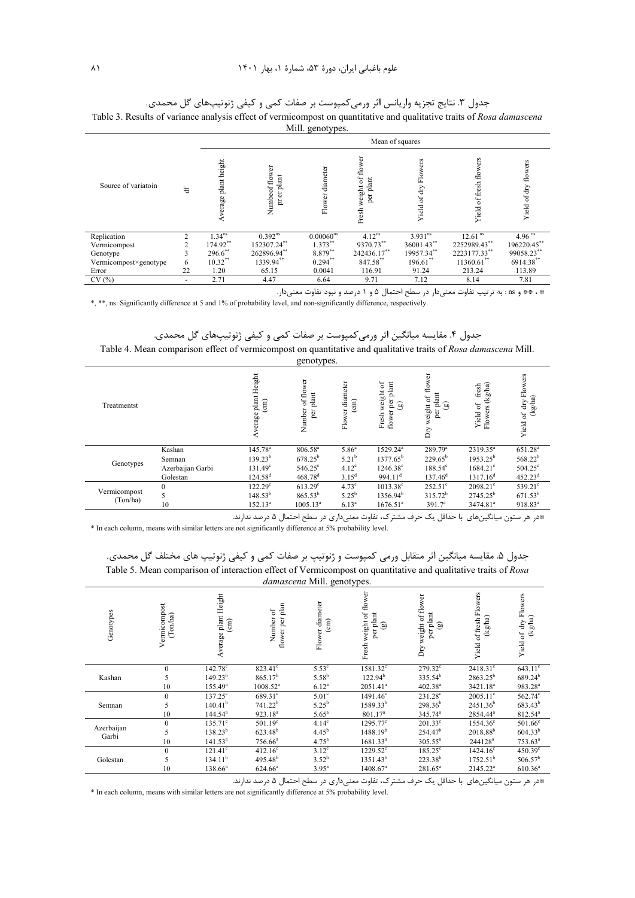جدول ۳. نتایج تجزیه واریانس اثر ورمی‌کمپوست بر صفات کمی و کیفی ژنوتیپ‌های گل محمدی.

Table 3. Results of variance analysis effect of vermicompost on quantitative and qualitative traits of *Rosa damascena* Mill. genotypes.

| Source of variatoin | df | Mean of squares | | | | | | |
|---|---|---|---|---|---|---|---|---|
| | | Average plant height | Numbeof flower pr er plant | Flower diameter | Fresh weight of flower per plant | Yield of dry Flowers | Yield of fresh flowers | Yield of dry flowers |
| Replication | 2 | 1.34[ns] | 0.392[ns] | 0.00060[ns] | 4.12[ns] | 3.931[ns] | 12.61[ns] | 4.96[ns] |
| Vermicompost | 2 | 174.92[**] | 152307.24[**] | 1.373[**] | 9370.73[**] | 36001.43[**] | 2252989.43[**] | 196220.45[**] |
| Genotype | 3 | 296.6[**] | 262896.94[**] | 8.879[**] | 242436.17[**] | 19957.34[**] | 2223177.33[**] | 99058.23[**] |
| Vermicompost×genotype | 6 | 10.32[**] | 1339.94[**] | 0.294[**] | 847.58[**] | 196.61[**] | 11360.61[**] | 6914.38[**] |
| Error | 22 | 1.20 | 65.15 | 0.0041 | 116.91 | 91.24 | 213.24 | 113.89 |
| CV (%) | - | 2.71 | 4.47 | 6.64 | 9.71 | 7.12 | 8.14 | 7.81 |

* ، ** و ns : به ترتیب تفاوت معنی‌دار در سطح احتمال ۵ و ۱ درصد و نبود تفاوت معنی‌دار.

*, **, ns: Significantly difference at 5 and 1% of probability level, and non-significantly difference, respectively.

جدول ۴. مقایسه میانگین اثر ورمی‌کمپوست بر صفات کمی و کیفی ژنوتیپ‌های گل محمدی.

Table 4. Mean comparison effect of vermicompost on quantitative and qualitative traits of *Rosa damascena* Mill. genotypes.

| Treatmentst | | Average plant Height (cm) | Number of flower per plant | Flower diameter (cm) | Fresh weight of flower per plant (g) | Dry weight of flower per plant (g) | Yield of fresh Flowers (kg/ha) | Yield of dry Flowers (kg/ha) |
|---|---|---|---|---|---|---|---|---|
| Genotypes | Kashan | 145.78[a] | 806.58[a] | 5.86[a] | 1529.24[a] | 289.79[a] | 2319.35[a] | 651.28[a] |
| | Semnan | 139.23[b] | 678.25[b] | 5.21[b] | 1377.65[b] | 229.65[b] | 1953.25[b] | 568.22[b] |
| | Azerbaijan Garbi | 131.49[c] | 546.25[c] | 4.12[c] | 1246.38[c] | 188.54[c] | 1684.21[c] | 504.25[c] |
| | Golestan | 124.58[d] | 468.78[d] | 3.15[d] | 994.11[d] | 137.46[d] | 1317.16[d] | 452.23[d] |
| Vermicompost (Ton/ha) | 0 | 122.29[c] | 613.29[c] | 4.73[c] | 1013.38[c] | 252.51[c] | 2098.21[c] | 539.21[c] |
| | 5 | 148.53[b] | 865.53[b] | 5.25[b] | 1356.94[b] | 315.72[b] | 2745.25[b] | 671.53[b] |
| | 10 | 152.13[a] | 1005.13[a] | 6.13[a] | 1676.51[a] | 391.7[a] | 3474.81[a] | 918.83[a] |

*در هر ستون میانگین‌های با حداقل یک حرف مشترک، تفاوت معنی‌داری در سطح احتمال ۵ درصد ندارند.

* In each column, means with similar letters are not significantly difference at 5% probability level.

جدول ۵. مقایسه میانگین اثر متقابل ورمی کمپوست و ژنوتیپ بر صفات کمی و کیفی ژنوتیپ های مختلف گل محمدی.

Table 5. Mean comparison of interaction effect of Vermicompost on quantitative and qualitative traits of *Rosa damascena* Mill. genotypes.

| Genotypes | Vermicompost (Ton/ha) | Average plant Height (cm) | Number of flower per plan | Flower diameter (cm) | Fresh weight of flower per plant (g) | Dry weight of flower per plant (g) | Yield of fresh Flowers (kg/ha) | Yield of dry Flowers (kg/ha) |
|---|---|---|---|---|---|---|---|---|
| Kashan | 0 | 142.78[c] | 823.41[c] | 5.53[c] | 1581.32[c] | 279.32[c] | 2418.31[c] | 643.11[c] |
| | 5 | 149.23[b] | 865.17[b] | 5.58[b] | 122.94[b] | 335.54[b] | 2863.25[b] | 689.24[b] |
| | 10 | 155.49[a] | 1008.52[a] | 6.12[a] | 2051.41[a] | 402.38[a] | 3421.18[a] | 983.28[a] |
| Semnan | 0 | 137.25[c] | 689.31[c] | 5.01[c] | 1491.46[c] | 231.28[c] | 2005.11[c] | 562.74[c] |
| | 5 | 140.41[b] | 741.22[b] | 5.25[b] | 1589.33[b] | 298.36[b] | 2451.36[b] | 683.43[b] |
| | 10 | 144.54[a] | 923.18[a] | 5.65[a] | 801.17[a] | 345.74[a] | 2854.44[a] | 812.54[a] |
| Azerbaijan Garbi | 0 | 135.71[c] | 501.19[c] | 4.14[c] | 1295.77[c] | 201.33[c] | 1554.36[c] | 501.66[c] |
| | 5 | 138.23[b] | 623.48[b] | 4.45[b] | 1488.19[b] | 254.47[b] | 2018.88[b] | 604.33[b] |
| | 10 | 141.53[a] | 756.66[a] | 4.75[a] | 1681.33[a] | 305.55[a] | 244128[a] | 753.63[a] |
| Golestan | 0 | 121.41[c] | 412.16[c] | 3.12[c] | 1229.52[c] | 185.25[c] | 1424.16[c] | 450.39[c] |
| | 5 | 134.11[b] | 495.48[b] | 3.52[b] | 1351.43[b] | 223.38[b] | 1752.51[b] | 506.57[b] |
| | 10 | 138.66[a] | 624.66[a] | 3.95[a] | 1408.67[a] | 281.65[a] | 2145.22[a] | 610.36[a] |

*در هر ستون میانگین‌های با حداقل یک حرف مشترک، تفاوت معنی‌داری در سطح احتمال ۵ درصد ندارند.

* In each column, means with similar letters are not significantly difference at 5% probability level.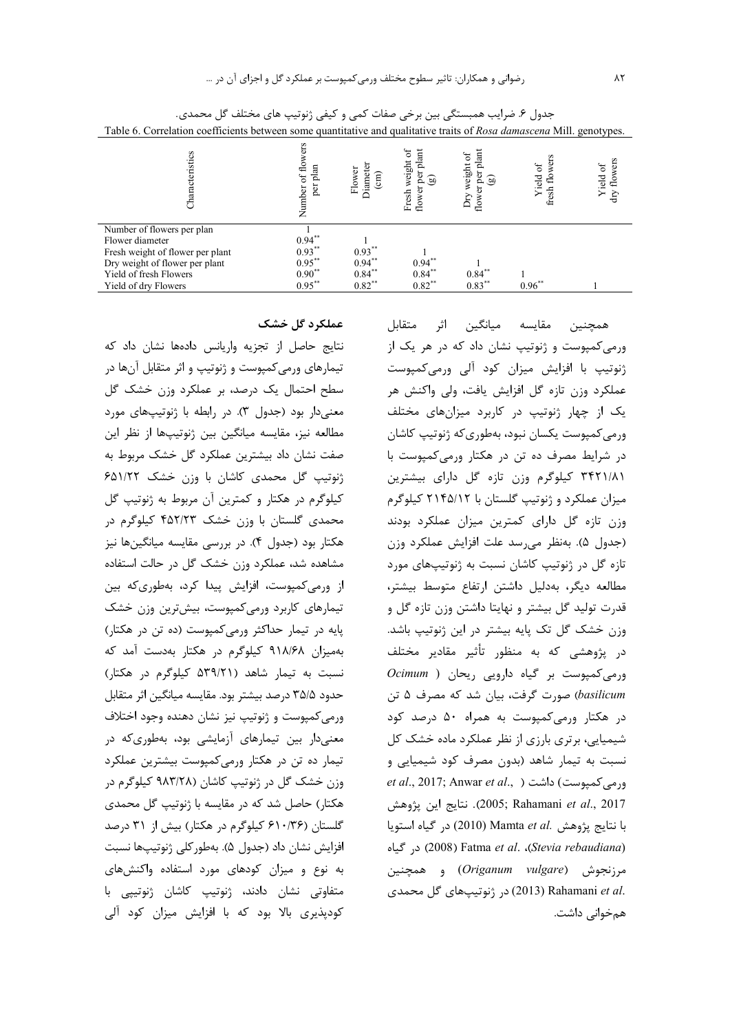جدول ۶. ضرایب همبستگی بین برخی صفات کمی و کیفی ژنوتیپ های مختلف گل محمدی.

Table 6. Correlation coefficients between some quantitative and qualitative traits of *Rosa damascena* Mill. genotypes.

| Characteristics | Number of flowers per plan | Flower Diameter (cm) | Fresh weight of flower per plant (g) | Dry weight of flower per plant (g) | Yield of fresh flowers | Yield of dry flowers |
|---|---|---|---|---|---|---|
| Number of flowers per plan | 1 | | | | | |
| Flower diameter | 0.94** | 1 | | | | |
| Fresh weight of flower per plant | 0.93** | 0.93** | 1 | | | |
| Dry weight of flower per plant | 0.95** | 0.94** | 0.94** | 1 | | |
| Yield of fresh Flowers | 0.90** | 0.84** | 0.84** | 0.84** | 1 | |
| Yield of dry Flowers | 0.95** | 0.82** | 0.82** | 0.83** | 0.96** | 1 |

همچنین مقایسه میانگین اثر متقابل ورمی‌کمپوست و ژنوتیپ نشان داد که در هر یک از ژنوتیپ با افزایش میزان کود آلی ورمی‌کمپوست عملکرد وزن تازه گل افزایش یافت، ولی واکنش هر یک از چهار ژنوتیپ در کاربرد میزان‌های مختلف ورمی‌کمپوست یکسان نبود، به‌طوری‌که ژنوتیپ کاشان در شرایط مصرف ده تن در هکتار ورمی‌کمپوست با ۳۴۲۱/۸۱ کیلوگرم وزن تازه گل دارای بیشترین میزان عملکرد و ژنوتیپ گلستان با ۲۱۴۵/۱۲ کیلوگرم وزن تازه گل دارای کمترین میزان عملکرد بودند (جدول ۵). به‌نظر می‌رسد علت افزایش عملکرد وزن تازه گل در ژنوتیپ کاشان نسبت به ژنوتیپ‌های مورد مطالعه دیگر، به‌دلیل داشتن ارتفاع متوسط بیشتر، قدرت تولید گل بیشتر و نهایتا داشتن وزن تازه گل و وزن خشک گل تک پایه بیشتر در این ژنوتیپ باشد. در پژوهشی که به منظور تأثیر مقادیر مختلف ورمی‌کمپوست بر گیاه دارویی ریحان (*Ocimum basilicum*) صورت گرفت، بیان شد که مصرف ۵ تن در هکتار ورمی‌کمپوست به همراه ۵۰ درصد کود شیمیایی، برتری بارزی از نظر عملکرد ماده خشک کل نسبت به تیمار شاهد (بدون مصرف کود شیمیایی و ورمی‌کمپوست) داشت (Anwar *et al*., 2005; Rahamani *et al*., 2017). نتایج این پژوهش با نتایج پژوهش Mamta *et al*. (2010) در گیاه استویا (*Stevia rebaudiana*)، Fatma *et al*. (2008) در گیاه مرزنجوش (*Origanum vulgare*) و همچنین Rahamani *et al*. (2013) در ژنوتیپ‌های گل محمدی هم‌خوانی داشت.

## عملکرد گل خشک

نتایج حاصل از تجزیه واریانس داده‌ها نشان داد که تیمارهای ورمی‌کمپوست و ژنوتیپ و اثر متقابل آن‌ها در سطح احتمال یک درصد، بر عملکرد وزن خشک گل معنی‌دار بود (جدول ۳). در رابطه با ژنوتیپ‌های مورد مطالعه نیز، مقایسه میانگین بین ژنوتیپ‌ها از نظر این صفت نشان داد بیشترین عملکرد گل خشک مربوط به ژنوتیپ گل محمدی کاشان با وزن خشک ۶۵۱/۲۲ کیلوگرم در هکتار و کمترین آن مربوط به ژنوتیپ گل محمدی گلستان با وزن خشک ۴۵۲/۲۳ کیلوگرم در هکتار بود (جدول ۴). در بررسی مقایسه میانگین‌ها نیز مشاهده شد، عملکرد وزن خشک گل در حالت استفاده از ورمی‌کمپوست، افزایش پیدا کرد، به‌طوری‌که بین تیمارهای کاربرد ورمی‌کمپوست، بیش‌ترین وزن خشک پایه در تیمار حداکثر ورمی‌کمپوست (ده تن در هکتار) به‌میزان ۹۱۸/۶۸ کیلوگرم در هکتار به‌دست آمد که نسبت به تیمار شاهد (۵۳۹/۲۱ کیلوگرم در هکتار) حدود ۳۵/۵ درصد بیشتر بود. مقایسه میانگین اثر متقابل ورمی‌کمپوست و ژنوتیپ نیز نشان دهنده وجود اختلاف معنی‌دار بین تیمارهای آزمایشی بود، به‌طوری‌که در تیمار ده تن در هکتار ورمی‌کمپوست بیشترین عملکرد وزن خشک گل در ژنوتیپ کاشان (۹۸۳/۲۸ کیلوگرم در هکتار) حاصل شد که در مقایسه با ژنوتیپ گل محمدی گلستان (۶۱۰/۳۶ کیلوگرم در هکتار) بیش از ۳۱ درصد افزایش نشان داد (جدول ۵). به‌طورکلی ژنوتیپ‌ها نسبت به نوع و میزان کودهای مورد استفاده واکنش‌های متفاوتی نشان دادند، ژنوتیپ کاشان ژنوتیپی با کودپذیری بالا بود که با افزایش میزان کود آلی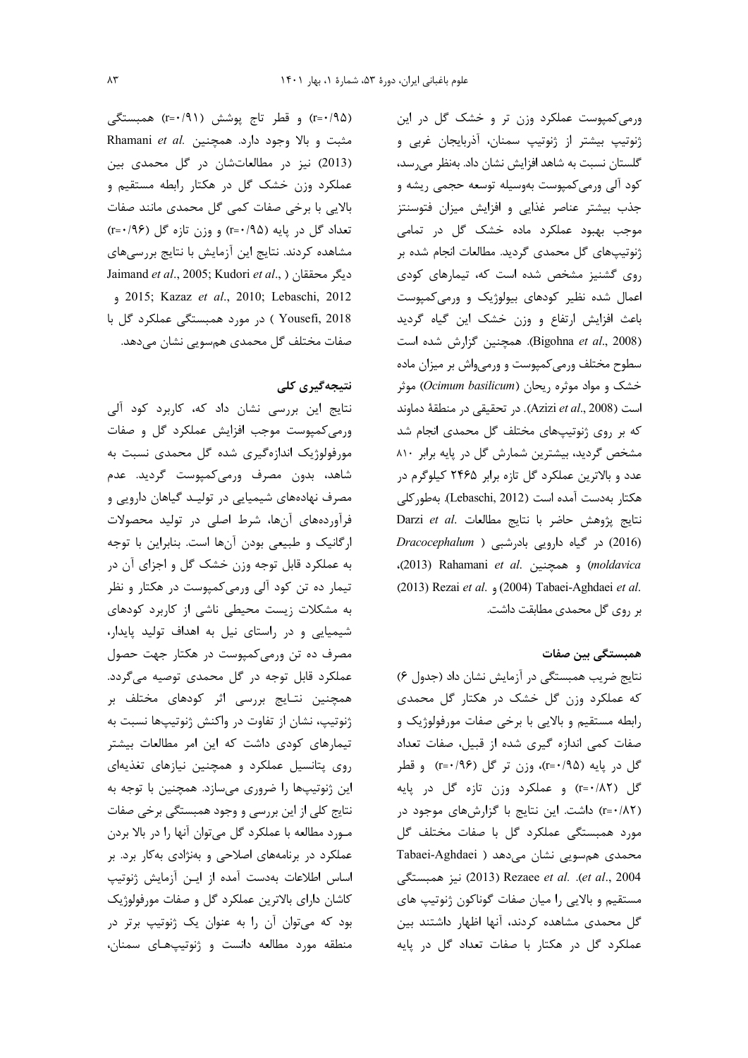ورمی‌کمپوست عملکرد وزن تر و خشک گل در این ژنوتیپ بیشتر از ژنوتیپ سمنان، آذربایجان غربی و گلستان نسبت به شاهد افزایش نشان داد. به‌نظر می‌رسد، کود آلی ورمی‌کمپوست به‌وسیله توسعه حجمی ریشه و جذب بیشتر عناصر غذایی و افزایش میزان فتوسنتز موجب بهبود عملکرد ماده خشک گل در تمامی ژنوتیپ‌های گل محمدی گردید. مطالعات انجام شده بر روی گشنیز مشخص شده است که، تیمارهای کودی اعمال شده نظیر کودهای بیولوژیک و ورمی‌کمپوست باعث افزایش ارتفاع و وزن خشک این گیاه گردید (Bigohna *et al*., 2008). همچنین گزارش شده است سطوح مختلف ورمی‌کمپوست و ورمی‌واش بر میزان ماده خشک و مواد موثره ریحان (*Ocimum basilicum*) موثر است (Azizi *et al*., 2008). در تحقیقی در منطقهٔ دماوند که بر روی ژنوتیپ‌های مختلف گل محمدی انجام شد مشخص گردید، بیشترین شمارش گل در پایه برابر ۸۱۰ عدد و بالاترین عملکرد گل تازه برابر ۲۴۶۵ کیلوگرم در هکتار به‌دست آمده است (Lebaschi, 2012). به‌طورکلی نتایج پژوهش حاضر با نتایج مطالعات Darzi *et al*. (2016) در گیاه دارویی بادرشبی (*Dracocephalum moldavica*) و همچنین Rahamani *et al*. (2013)، Tabaei-Aghdaei *et al*. (2004) و Rezai *et al*. (2013) بر روی گل محمدی مطابقت داشت.

## همبستگی بین صفات

نتایج ضریب همبستگی در آزمایش نشان داد (جدول ۶) که عملکرد وزن گل خشک در هکتار گل محمدی رابطه مستقیم و بالایی با برخی صفات مورفولوژیک و صفات کمی اندازه گیری شده از قبیل، صفات تعداد گل در پایه (r=۰/۹۵)، وزن تر گل (r=۰/۹۶) و قطر گل (r=۰/۸۲) و عملکرد وزن تازه گل در پایه (r=۰/۸۲) داشت. این نتایج با گزارش‌های موجود در مورد همبستگی عملکرد گل با صفات مختلف گل محمدی هم‌سویی نشان می‌دهد (Tabaei-Aghdaei *et al*., 2004). Rezaee *et al*. (2013) نیز همبستگی مستقیم و بالایی را میان صفات گوناگون ژنوتیپ های گل محمدی مشاهده کردند، آنها اظهار داشتند بین عملکرد گل در هکتار با صفات تعداد گل در پایه (r=۰/۹۵) و قطر تاج پوشش (r=۰/۹۱) همبستگی مثبت و بالا وجود دارد. همچنین Rhamani *et al*. (2013) نیز در مطالعات‌شان در گل محمدی بین عملکرد وزن خشک گل در هکتار رابطه مستقیم و بالایی با برخی صفات کمی گل محمدی مانند صفات تعداد گل در پایه (r=۰/۹۵) و وزن تازه گل (r=۰/۹۶) مشاهده کردند. نتایج این آزمایش با نتایج بررسی‌های دیگر محققان (Jaimand *et al*., 2005; Kudori *et al*., 2015; Kazaz *et al*., 2010; Lebaschi, 2012 و Yousefi, 2018) در مورد همبستگی عملکرد گل با صفات مختلف گل محمدی هم‌سویی نشان می‌دهد.

## نتیجه‌گیری کلی

نتایج این بررسی نشان داد که، کاربرد کود آلی ورمی‌کمپوست موجب افزایش عملکرد گل و صفات مورفولوژیک اندازه‌گیری شده گل محمدی نسبت به شاهد، بدون مصرف ورمی‌کمپوست گردید. عدم مصرف نهاده‌های شیمیایی در تولید گیاهان دارویی و فرآورده‌های آن‌ها، شرط اصلی در تولید محصولات ارگانیک و طبیعی بودن آن‌ها است. بنابراین با توجه به عملکرد قابل توجه وزن خشک گل و اجزای آن در تیمار ده تن کود آلی ورمی‌کمپوست در هکتار و نظر به مشکلات زیست محیطی ناشی از کاربرد کودهای شیمیایی و در راستای نیل به اهداف تولید پایدار، مصرف ده تن ورمی‌کمپوست در هکتار جهت حصول عملکرد قابل توجه در گل محمدی توصیه می‌گردد. همچنین نتایج بررسی اثر کودهای مختلف بر ژنوتیپ، نشان از تفاوت در واکنش ژنوتیپ‌ها نسبت به تیمارهای کودی داشت که این امر مطالعات بیشتر روی پتانسیل عملکرد و همچنین نیازهای تغذیه‌ای این ژنوتیپ‌ها را ضروری می‌سازد. همچنین با توجه به نتایج کلی از این بررسی و وجود همبستگی برخی صفات مورد مطالعه با عملکرد گل می‌توان آنها را در بالا بردن عملکرد در برنامه‌های اصلاحی و به‌نژادی به‌کار برد. بر اساس اطلاعات به‌دست آمده از این آزمایش ژنوتیپ کاشان دارای بالاترین عملکرد گل و صفات مورفولوژیک بود که می‌توان آن را به عنوان یک ژنوتیپ برتر در منطقه مورد مطالعه دانست و ژنوتیپ‌های سمنان،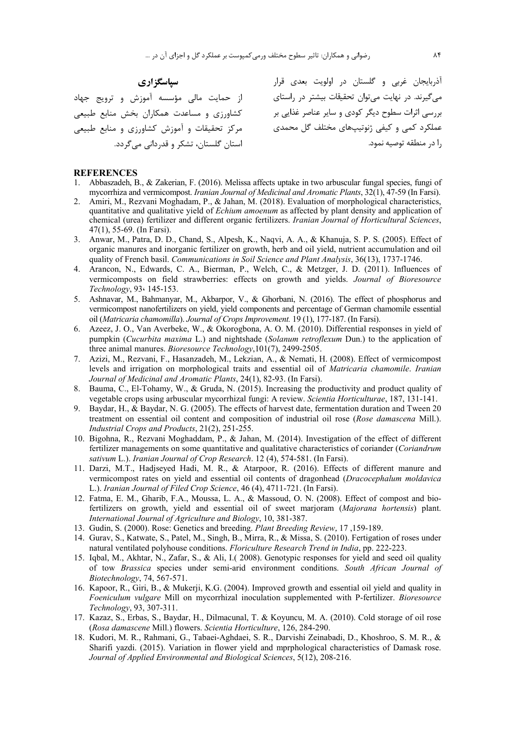آذربایجان غربی و گلستان در اولویت بعدی قرار می‌گیرند. در نهایت می‌توان تحقیقات بیشتر در راستای بررسی اثرات سطوح دیگر کودی و سایر عناصر غذایی بر عملکرد کمی و کیفی ژنوتیپ‌های مختلف گل محمدی را در منطقه توصیه نمود.

## سپاسگزاری

از حمایت مالی مؤسسه آموزش و ترویج جهاد کشاورزی و مساعدت همکاران بخش منابع طبیعی مرکز تحقیقات و آموزش کشاورزی و منابع طبیعی استان گلستان، تشکر و قدردانی می‌گردد.

## REFERENCES

1. Abbaszadeh, B., & Zakerian, F. (2016). Melissa affects uptake in two arbuscular fungal species, fungi of mycorrhiza and vermicompost. *Iranian Journal of Medicinal and Aromatic Plants*, 32(1), 47-59 (In Farsi).
2. Amiri, M., Rezvani Moghadam, P., & Jahan, M. (2018). Evaluation of morphological characteristics, quantitative and qualitative yield of *Echium amoenum* as affected by plant density and application of chemical (urea) fertilizer and different organic fertilizers. *Iranian Journal of Horticultural Sciences*, 47(1), 55-69. (In Farsi).
3. Anwar, M., Patra, D. D., Chand, S., Alpesh, K., Naqvi, A. A., & Khanuja, S. P. S. (2005). Effect of organic manures and inorganic fertilizer on growth, herb and oil yield, nutrient accumulation and oil quality of French basil. *Communications in Soil Science and Plant Analysis*, 36(13), 1737-1746.
4. Arancon, N., Edwards, C. A., Bierman, P., Welch, C., & Metzger, J. D. (2011). Influences of vermicomposts on field strawberries: effects on growth and yields. *Journal of Bioresource Technology*, 93، 145-153.
5. Ashnavar, M., Bahmanyar, M., Akbarpor, V., & Ghorbani, N. (2016). The effect of phosphorus and vermicompost nanofertilizers on yield, yield components and percentage of German chamomile essential oil (*Matricaria chamomilla*). *Journal of Crops Improvement.* 19 (1), 177-187. (In Farsi).
6. Azeez, J. O., Van Averbeke, W., & Okorogbona, A. O. M. (2010). Differential responses in yield of pumpkin (*Cucurbita maxima* L.) and nightshade (*Solanum retroflexum* Dun.) to the application of three animal manures. *Bioresource Technology*,101(7), 2499-2505.
7. Azizi, M., Rezvani, F., Hasanzadeh, M., Lekzian, A., & Nemati, H. (2008). Effect of vermicompost levels and irrigation on morphological traits and essential oil of *Matricaria chamomile*. *Iranian Journal of Medicinal and Aromatic Plants*, 24(1), 82-93. (In Farsi).
8. Bauma, C., El-Tohamy, W., & Gruda, N. (2015). Increasing the productivity and product quality of vegetable crops using arbuscular mycorrhizal fungi: A review. *Scientia Horticulturae*, 187, 131-141.
9. Baydar, H., & Baydar, N. G. (2005). The effects of harvest date, fermentation duration and Tween 20 treatment on essential oil content and composition of industrial oil rose (*Rose damascena* Mill.). *Industrial Crops and Products*, 21(2), 251-255.
10. Bigohna, R., Rezvani Moghaddam, P., & Jahan, M. (2014). Investigation of the effect of different fertilizer managements on some quantitative and qualitative characteristics of coriander (*Coriandrum sativum* L.). *Iranian Journal of Crop Research*. 12 (4), 574-581. (In Farsi).
11. Darzi, M.T., Hadjseyed Hadi, M. R., & Atarpoor, R. (2016). Effects of different manure and vermicompost rates on yield and essential oil contents of dragonhead (*Dracocephalum moldavica* L.). *Iranian Journal of Filed Crop Science*, 46 (4), 4711-721. (In Farsi).
12. Fatma, E. M., Gharib, F.A., Moussa, L. A., & Massoud, O. N. (2008). Effect of compost and bio-fertilizers on growth, yield and essential oil of sweet marjoram (*Majorana hortensis*) plant. *International Journal of Agriculture and Biology*, 10, 381-387.
13. Gudin, S. (2000). Rose: Genetics and breeding. *Plant Breeding Review,* 17 ,159-189.
14. Gurav, S., Katwate, S., Patel, M., Singh, B., Mirra, R., & Missa, S. (2010). Fertigation of roses under natural ventilated polyhouse conditions. *Floriculture Research Trend in India*, pp. 222-223.
15. Iqbal, M., Akhtar, N., Zafar, S., & Ali, I.( 2008). Genotypic responses for yield and seed oil quality of tow *Brassica* species under semi-arid environment conditions. *South African Journal of Biotechnology*, 74, 567-571.
16. Kapoor, R., Giri, B., & Mukerji, K.G. (2004). Improved growth and essential oil yield and quality in *Foeniculum vulgare* Mill on mycorrhizal inoculation supplemented with P-fertilizer. *Bioresource Technology*, 93, 307-311.
17. Kazaz, S., Erbas, S., Baydar, H., Dilmacunal, T. & Koyuncu, M. A. (2010). Cold storage of oil rose (*Rosa damascene* Mill.) flowers. *Scientia Horticulture*, 126, 284-290.
18. Kudori, M. R., Rahmani, G., Tabaei-Aghdaei, S. R., Darvishi Zeinabadi, D., Khoshroo, S. M. R., & Sharifi yazdi. (2015). Variation in flower yield and mprphological characteristics of Damask rose. *Journal of Applied Environmental and Biological Sciences*, 5(12), 208-216.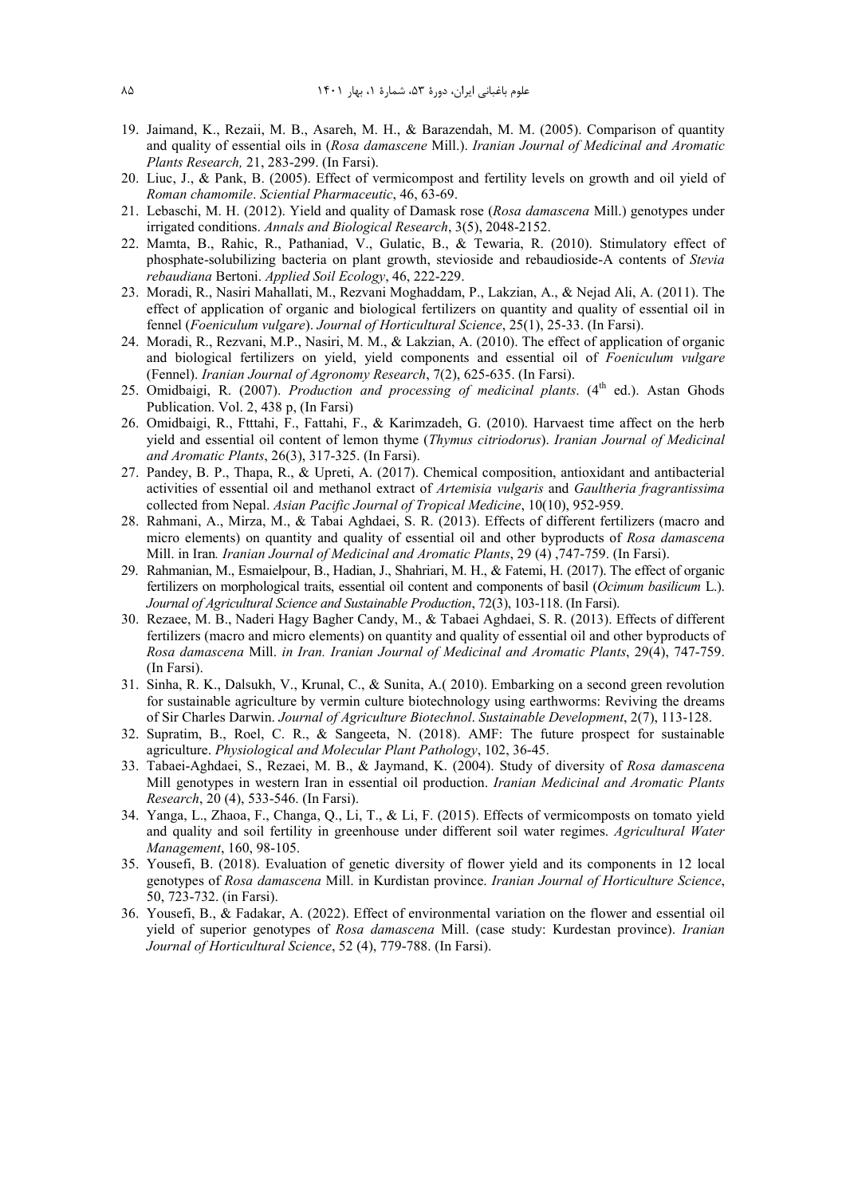19. Jaimand, K., Rezaii, M. B., Asareh, M. H., & Barazendah, M. M. (2005). Comparison of quantity and quality of essential oils in (*Rosa damascene* Mill.). *Iranian Journal of Medicinal and Aromatic Plants Research,* 21, 283-299. (In Farsi).
20. Liuc, J., & Pank, B. (2005). Effect of vermicompost and fertility levels on growth and oil yield of *Roman chamomile*. *Sciential Pharmaceutic*, 46, 63-69.
21. Lebaschi, M. H. (2012). Yield and quality of Damask rose (*Rosa damascena* Mill.) genotypes under irrigated conditions. *Annals and Biological Research*, 3(5), 2048-2152.
22. Mamta, B., Rahic, R., Pathaniad, V., Gulatic, B., & Tewaria, R. (2010). Stimulatory effect of phosphate-solubilizing bacteria on plant growth, stevioside and rebaudioside-A contents of *Stevia rebaudiana* Bertoni. *Applied Soil Ecology*, 46, 222-229.
23. Moradi, R., Nasiri Mahallati, M., Rezvani Moghaddam, P., Lakzian, A., & Nejad Ali, A. (2011). The effect of application of organic and biological fertilizers on quantity and quality of essential oil in fennel (*Foeniculum vulgare*). *Journal of Horticultural Science*, 25(1), 25-33. (In Farsi).
24. Moradi, R., Rezvani, M.P., Nasiri, M. M., & Lakzian, A. (2010). The effect of application of organic and biological fertilizers on yield, yield components and essential oil of *Foeniculum vulgare* (Fennel). *Iranian Journal of Agronomy Research*, 7(2), 625-635. (In Farsi).
25. Omidbaigi, R. (2007). *Production and processing of medicinal plants*. (4th ed.). Astan Ghods Publication. Vol. 2, 438 p, (In Farsi)
26. Omidbaigi, R., Ftttahi, F., Fattahi, F., & Karimzadeh, G. (2010). Harvaest time affect on the herb yield and essential oil content of lemon thyme (*Thymus citriodorus*). *Iranian Journal of Medicinal and Aromatic Plants*, 26(3), 317-325. (In Farsi).
27. Pandey, B. P., Thapa, R., & Upreti, A. (2017). Chemical composition, antioxidant and antibacterial activities of essential oil and methanol extract of *Artemisia vulgaris* and *Gaultheria fragrantissima* collected from Nepal. *Asian Pacific Journal of Tropical Medicine*, 10(10), 952-959.
28. Rahmani, A., Mirza, M., & Tabai Aghdaei, S. R. (2013). Effects of different fertilizers (macro and micro elements) on quantity and quality of essential oil and other byproducts of *Rosa damascena* Mill. in Iran*. Iranian Journal of Medicinal and Aromatic Plants*, 29 (4) ,747-759. (In Farsi).
29. Rahmanian, M., Esmaielpour, B., Hadian, J., Shahriari, M. H., & Fatemi, H. (2017). The effect of organic fertilizers on morphological traits, essential oil content and components of basil (*Ocimum basilicum* L.). *Journal of Agricultural Science and Sustainable Production*, 72(3), 103-118. (In Farsi).
30. Rezaee, M. B., Naderi Hagy Bagher Candy, M., & Tabaei Aghdaei, S. R. (2013). Effects of different fertilizers (macro and micro elements) on quantity and quality of essential oil and other byproducts of *Rosa damascena* Mill. *in Iran. Iranian Journal of Medicinal and Aromatic Plants*, 29(4), 747-759. (In Farsi).
31. Sinha, R. K., Dalsukh, V., Krunal, C., & Sunita, A.( 2010). Embarking on a second green revolution for sustainable agriculture by vermin culture biotechnology using earthworms: Reviving the dreams of Sir Charles Darwin. *Journal of Agriculture Biotechnol*. *Sustainable Development*, 2(7), 113-128.
32. Supratim, B., Roel, C. R., & Sangeeta, N. (2018). AMF: The future prospect for sustainable agriculture. *Physiological and Molecular Plant Pathology*, 102, 36-45.
33. Tabaei-Aghdaei, S., Rezaei, M. B., & Jaymand, K. (2004). Study of diversity of *Rosa damascena* Mill genotypes in western Iran in essential oil production. *Iranian Medicinal and Aromatic Plants Research*, 20 (4), 533-546. (In Farsi).
34. Yanga, L., Zhaoa, F., Changa, Q., Li, T., & Li, F. (2015). Effects of vermicomposts on tomato yield and quality and soil fertility in greenhouse under different soil water regimes. *Agricultural Water Management*, 160, 98-105.
35. Yousefi, B. (2018). Evaluation of genetic diversity of flower yield and its components in 12 local genotypes of *Rosa damascena* Mill. in Kurdistan province. *Iranian Journal of Horticulture Science*, 50, 723-732. (in Farsi).
36. Yousefi, B., & Fadakar, A. (2022). Effect of environmental variation on the flower and essential oil yield of superior genotypes of *Rosa damascena* Mill. (case study: Kurdestan province). *Iranian Journal of Horticultural Science*, 52 (4), 779-788. (In Farsi).